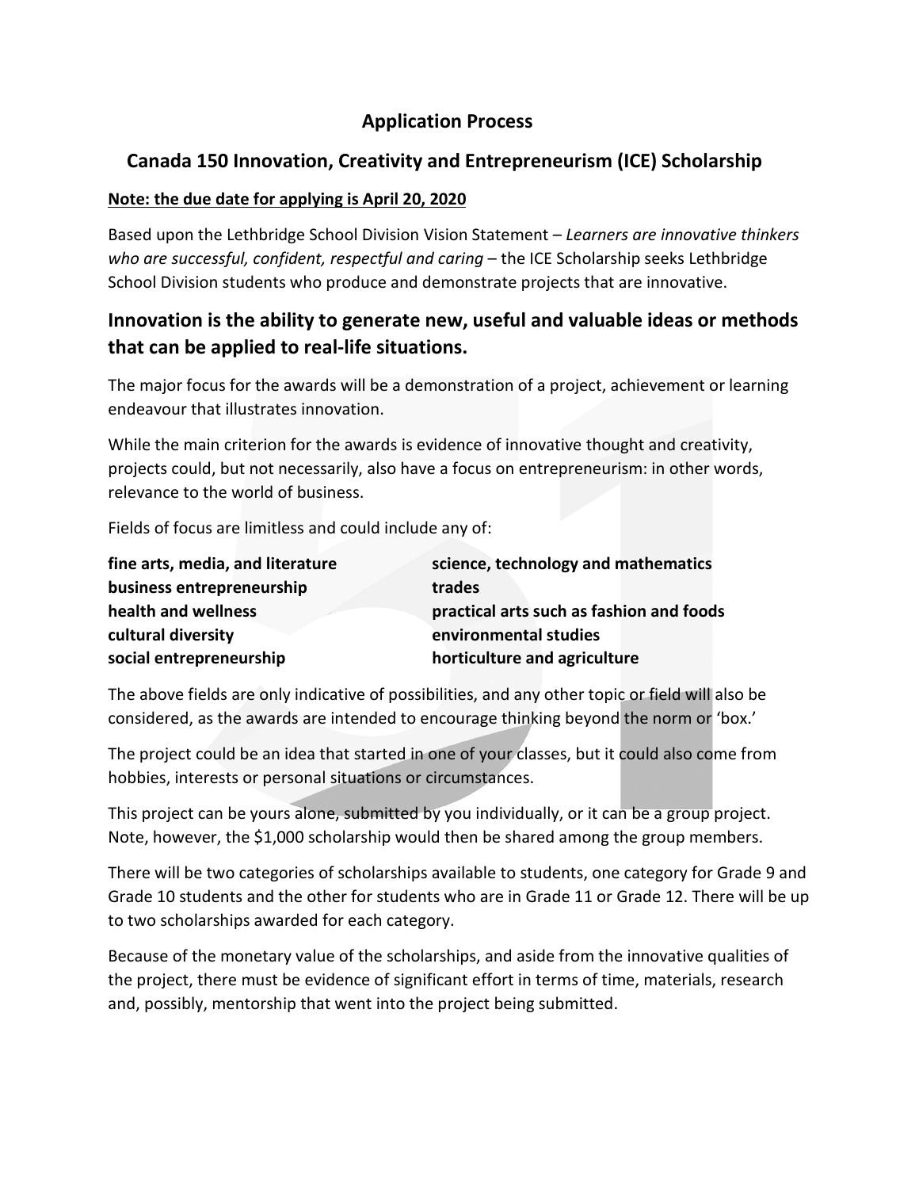# Application Process

## Canada 150 Innovation, Creativity and Entrepreneurism (ICE) Scholarship

**Note: the due date for applying is April 20, 2020**

Based upon the Lethbridge School Division Vision Statement – *Learners are innovative thinkers who are successful, confident, respectful and caring* – the ICE Scholarship seeks Lethbridge School Division students who produce and demonstrate projects that are innovative.

## Innovation is the ability to generate new, useful and valuable ideas or methods that can be applied to real-life situations.

The major focus for the awards will be a demonstration of a project, achievement or learning endeavour that illustrates innovation.

While the main criterion for the awards is evidence of innovative thought and creativity, projects could, but not necessarily, also have a focus on entrepreneurism: in other words, relevance to the world of business.

Fields of focus are limitless and could include any of:

**fine arts, media, and literature**
**business entrepreneurship**
**health and wellness**
**cultural diversity**
**social entrepreneurship**
**science, technology and mathematics**
**trades**
**practical arts such as fashion and foods**
**environmental studies**
**horticulture and agriculture**

The above fields are only indicative of possibilities, and any other topic or field will also be considered, as the awards are intended to encourage thinking beyond the norm or 'box.'

The project could be an idea that started in one of your classes, but it could also come from hobbies, interests or personal situations or circumstances.

This project can be yours alone, submitted by you individually, or it can be a group project. Note, however, the $1,000 scholarship would then be shared among the group members.

There will be two categories of scholarships available to students, one category for Grade 9 and Grade 10 students and the other for students who are in Grade 11 or Grade 12. There will be up to two scholarships awarded for each category.

Because of the monetary value of the scholarships, and aside from the innovative qualities of the project, there must be evidence of significant effort in terms of time, materials, research and, possibly, mentorship that went into the project being submitted.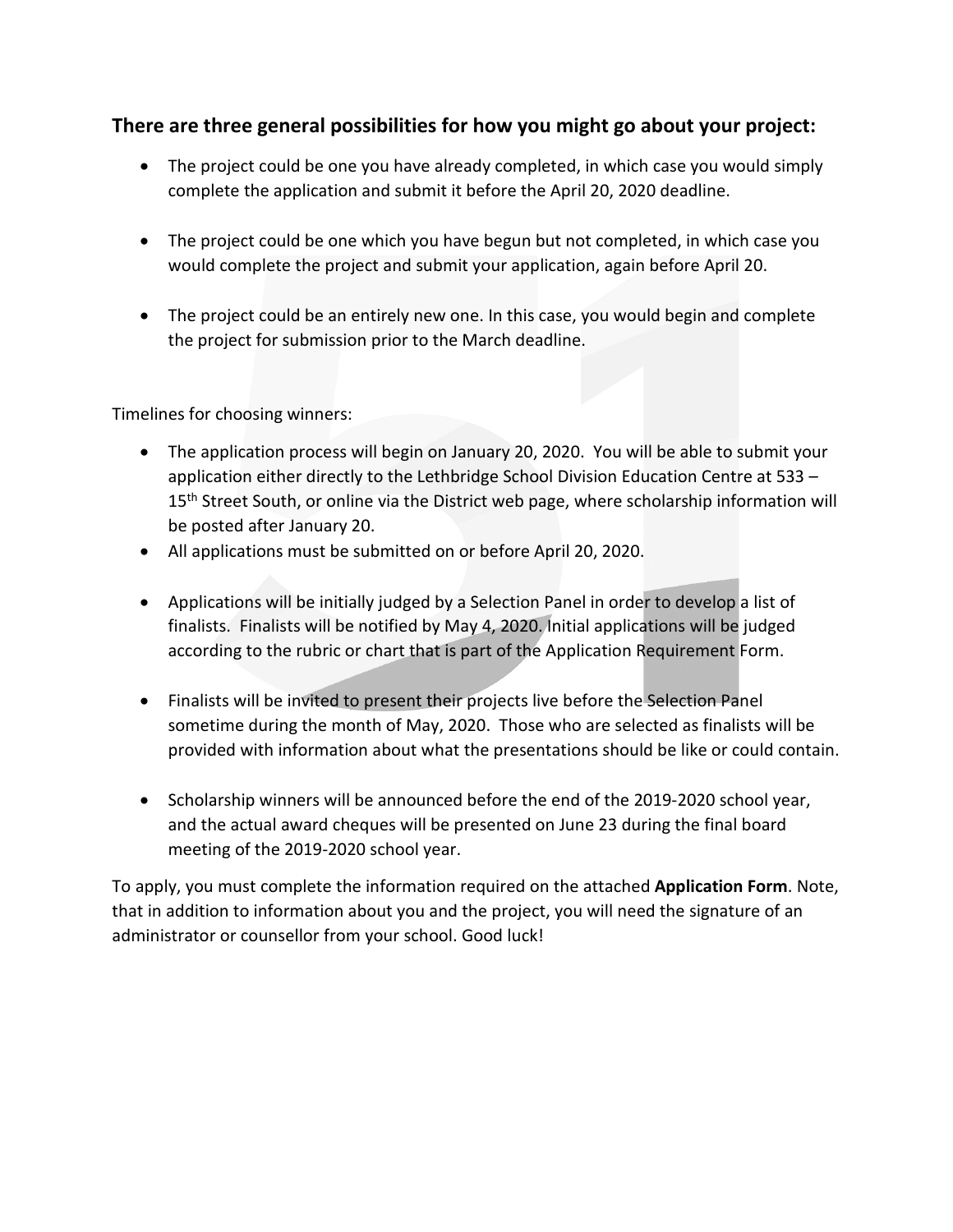## There are three general possibilities for how you might go about your project:

- The project could be one you have already completed, in which case you would simply complete the application and submit it before the April 20, 2020 deadline.
- The project could be one which you have begun but not completed, in which case you would complete the project and submit your application, again before April 20.
- The project could be an entirely new one. In this case, you would begin and complete the project for submission prior to the March deadline.

Timelines for choosing winners:

- The application process will begin on January 20, 2020. You will be able to submit your application either directly to the Lethbridge School Division Education Centre at 533 – 15th Street South, or online via the District web page, where scholarship information will be posted after January 20.
- All applications must be submitted on or before April 20, 2020.
- Applications will be initially judged by a Selection Panel in order to develop a list of finalists. Finalists will be notified by May 4, 2020. Initial applications will be judged according to the rubric or chart that is part of the Application Requirement Form.
- Finalists will be invited to present their projects live before the Selection Panel sometime during the month of May, 2020. Those who are selected as finalists will be provided with information about what the presentations should be like or could contain.
- Scholarship winners will be announced before the end of the 2019-2020 school year, and the actual award cheques will be presented on June 23 during the final board meeting of the 2019-2020 school year.

To apply, you must complete the information required on the attached **Application Form**. Note, that in addition to information about you and the project, you will need the signature of an administrator or counsellor from your school. Good luck!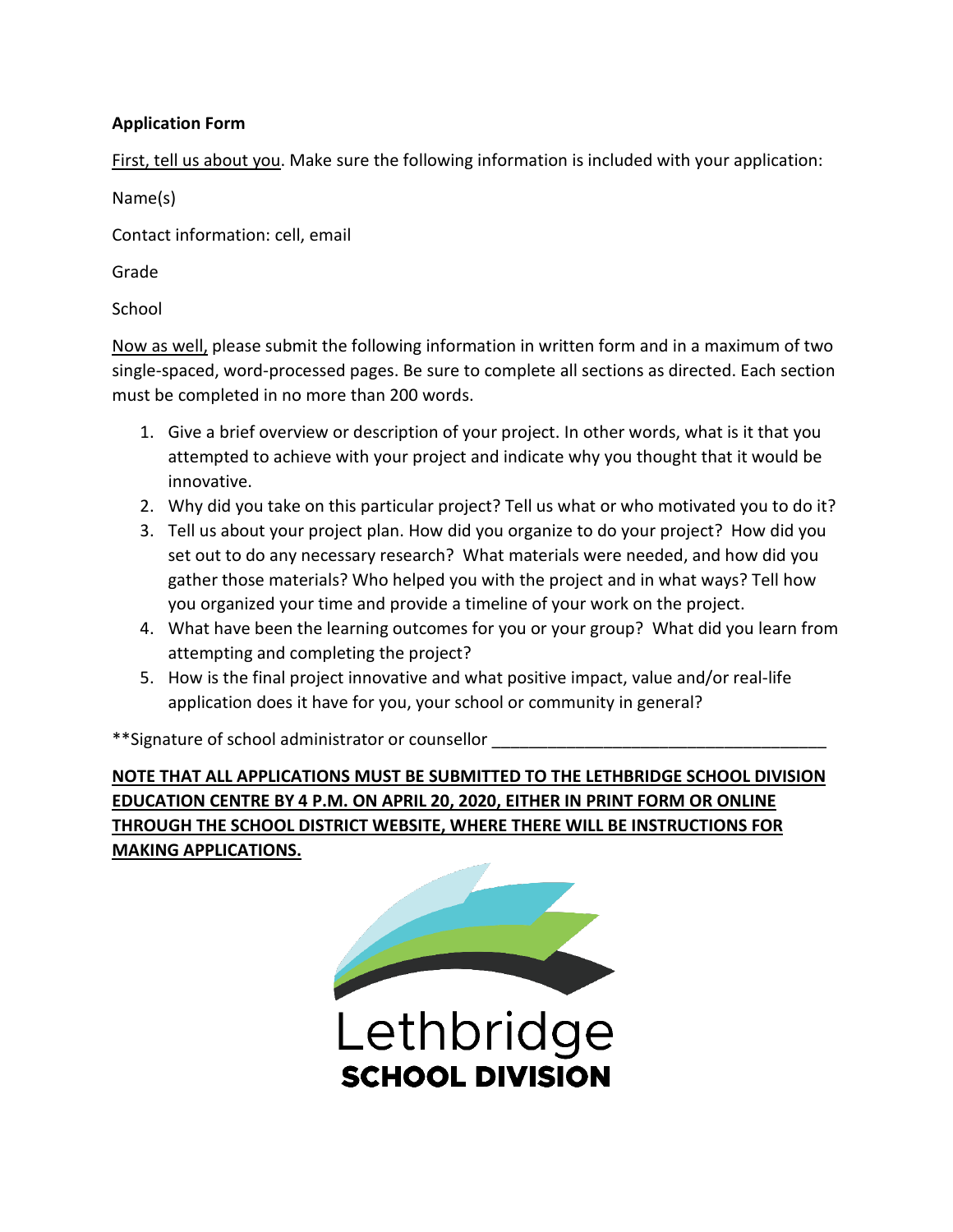**Application Form**

First, tell us about you. Make sure the following information is included with your application:

Name(s)

Contact information: cell, email

Grade

School

Now as well, please submit the following information in written form and in a maximum of two single-spaced, word-processed pages. Be sure to complete all sections as directed. Each section must be completed in no more than 200 words.

1. Give a brief overview or description of your project. In other words, what is it that you attempted to achieve with your project and indicate why you thought that it would be innovative.
2. Why did you take on this particular project? Tell us what or who motivated you to do it?
3. Tell us about your project plan. How did you organize to do your project? How did you set out to do any necessary research? What materials were needed, and how did you gather those materials? Who helped you with the project and in what ways? Tell how you organized your time and provide a timeline of your work on the project.
4. What have been the learning outcomes for you or your group? What did you learn from attempting and completing the project?
5. How is the final project innovative and what positive impact, value and/or real-life application does it have for you, your school or community in general?

**Signature of school administrator or counsellor ____________________________________

**NOTE THAT ALL APPLICATIONS MUST BE SUBMITTED TO THE LETHBRIDGE SCHOOL DIVISION EDUCATION CENTRE BY 4 P.M. ON APRIL 20, 2020, EITHER IN PRINT FORM OR ONLINE THROUGH THE SCHOOL DISTRICT WEBSITE, WHERE THERE WILL BE INSTRUCTIONS FOR MAKING APPLICATIONS.**

Lethbridge
SCHOOL DIVISION